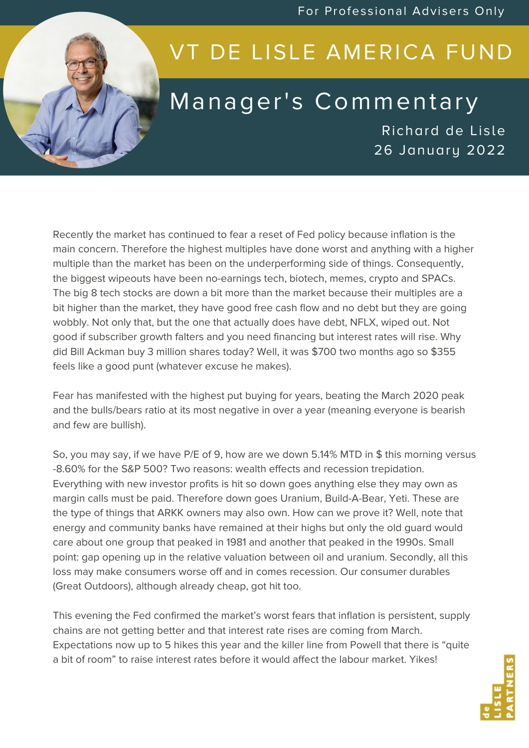For Professional Advisers Only

# VT DE LISLE AMERICA FUND

## Manager's Commentary

Richard de Lisle
26 January 2022

Recently the market has continued to fear a reset of Fed policy because inflation is the main concern. Therefore the highest multiples have done worst and anything with a higher multiple than the market has been on the underperforming side of things. Consequently, the biggest wipeouts have been no-earnings tech, biotech, memes, crypto and SPACs. The big 8 tech stocks are down a bit more than the market because their multiples are a bit higher than the market, they have good free cash flow and no debt but they are going wobbly. Not only that, but the one that actually does have debt, NFLX, wiped out. Not good if subscriber growth falters and you need financing but interest rates will rise. Why did Bill Ackman buy 3 million shares today? Well, it was $700 two months ago so $355 feels like a good punt (whatever excuse he makes).

Fear has manifested with the highest put buying for years, beating the March 2020 peak and the bulls/bears ratio at its most negative in over a year (meaning everyone is bearish and few are bullish).

So, you may say, if we have P/E of 9, how are we down 5.14% MTD in $ this morning versus -8.60% for the S&P 500? Two reasons: wealth effects and recession trepidation. Everything with new investor profits is hit so down goes anything else they may own as margin calls must be paid. Therefore down goes Uranium, Build-A-Bear, Yeti. These are the type of things that ARKK owners may also own. How can we prove it? Well, note that energy and community banks have remained at their highs but only the old guard would care about one group that peaked in 1981 and another that peaked in the 1990s. Small point: gap opening up in the relative valuation between oil and uranium. Secondly, all this loss may make consumers worse off and in comes recession. Our consumer durables (Great Outdoors), although already cheap, got hit too.

This evening the Fed confirmed the market's worst fears that inflation is persistent, supply chains are not getting better and that interest rate rises are coming from March. Expectations now up to 5 hikes this year and the killer line from Powell that there is "quite a bit of room" to raise interest rates before it would affect the labour market. Yikes!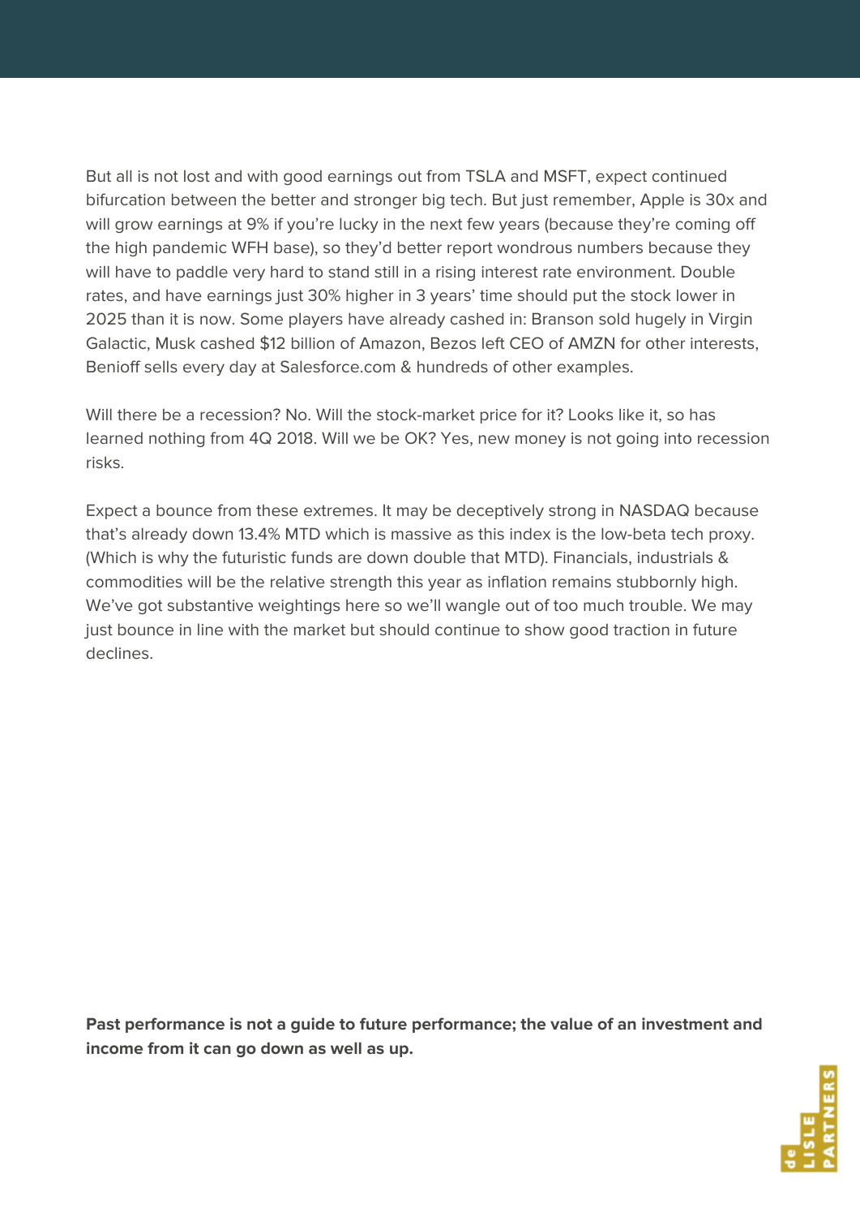But all is not lost and with good earnings out from TSLA and MSFT, expect continued bifurcation between the better and stronger big tech. But just remember, Apple is 30x and will grow earnings at 9% if you're lucky in the next few years (because they're coming off the high pandemic WFH base), so they'd better report wondrous numbers because they will have to paddle very hard to stand still in a rising interest rate environment. Double rates, and have earnings just 30% higher in 3 years' time should put the stock lower in 2025 than it is now. Some players have already cashed in: Branson sold hugely in Virgin Galactic, Musk cashed $12 billion of Amazon, Bezos left CEO of AMZN for other interests, Benioff sells every day at Salesforce.com & hundreds of other examples.

Will there be a recession? No. Will the stock-market price for it? Looks like it, so has learned nothing from 4Q 2018. Will we be OK? Yes, new money is not going into recession risks.

Expect a bounce from these extremes. It may be deceptively strong in NASDAQ because that's already down 13.4% MTD which is massive as this index is the low-beta tech proxy. (Which is why the futuristic funds are down double that MTD). Financials, industrials & commodities will be the relative strength this year as inflation remains stubbornly high. We've got substantive weightings here so we'll wangle out of too much trouble. We may just bounce in line with the market but should continue to show good traction in future declines.

**Past performance is not a guide to future performance; the value of an investment and income from it can go down as well as up.**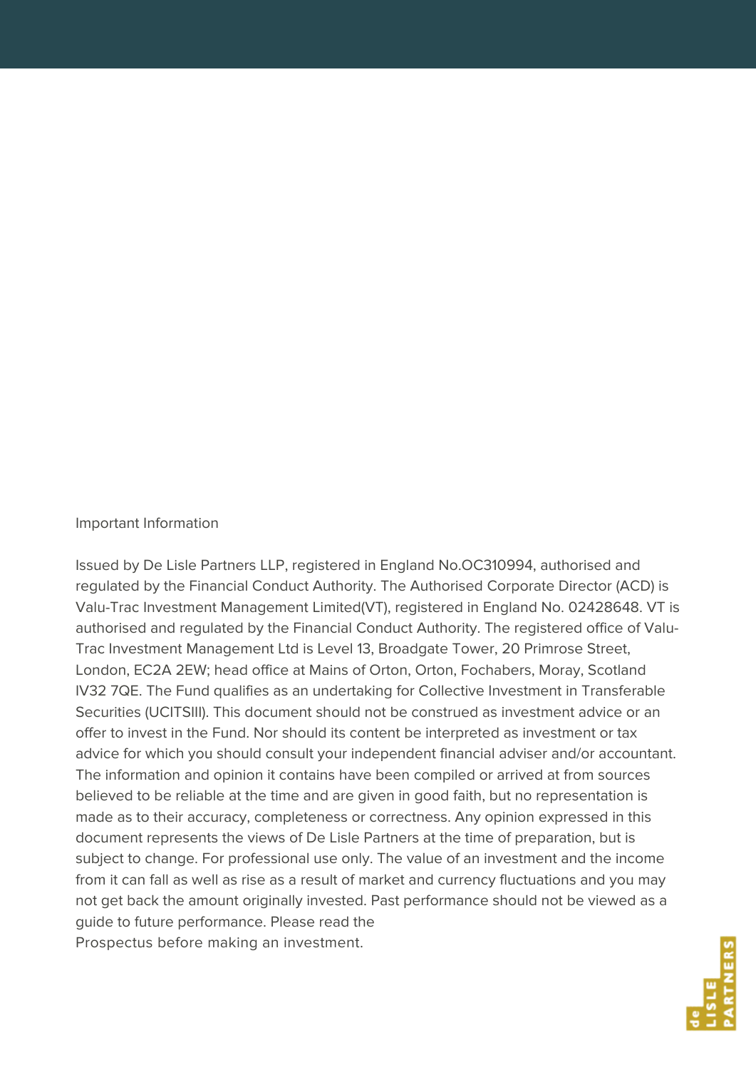Important Information

Issued by De Lisle Partners LLP, registered in England No.OC310994, authorised and regulated by the Financial Conduct Authority. The Authorised Corporate Director (ACD) is Valu-Trac Investment Management Limited(VT), registered in England No. 02428648. VT is authorised and regulated by the Financial Conduct Authority. The registered office of Valu-Trac Investment Management Ltd is Level 13, Broadgate Tower, 20 Primrose Street, London, EC2A 2EW; head office at Mains of Orton, Orton, Fochabers, Moray, Scotland IV32 7QE. The Fund qualifies as an undertaking for Collective Investment in Transferable Securities (UCITSIII). This document should not be construed as investment advice or an offer to invest in the Fund. Nor should its content be interpreted as investment or tax advice for which you should consult your independent financial adviser and/or accountant. The information and opinion it contains have been compiled or arrived at from sources believed to be reliable at the time and are given in good faith, but no representation is made as to their accuracy, completeness or correctness. Any opinion expressed in this document represents the views of De Lisle Partners at the time of preparation, but is subject to change. For professional use only. The value of an investment and the income from it can fall as well as rise as a result of market and currency fluctuations and you may not get back the amount originally invested. Past performance should not be viewed as a guide to future performance. Please read the
Prospectus before making an investment.